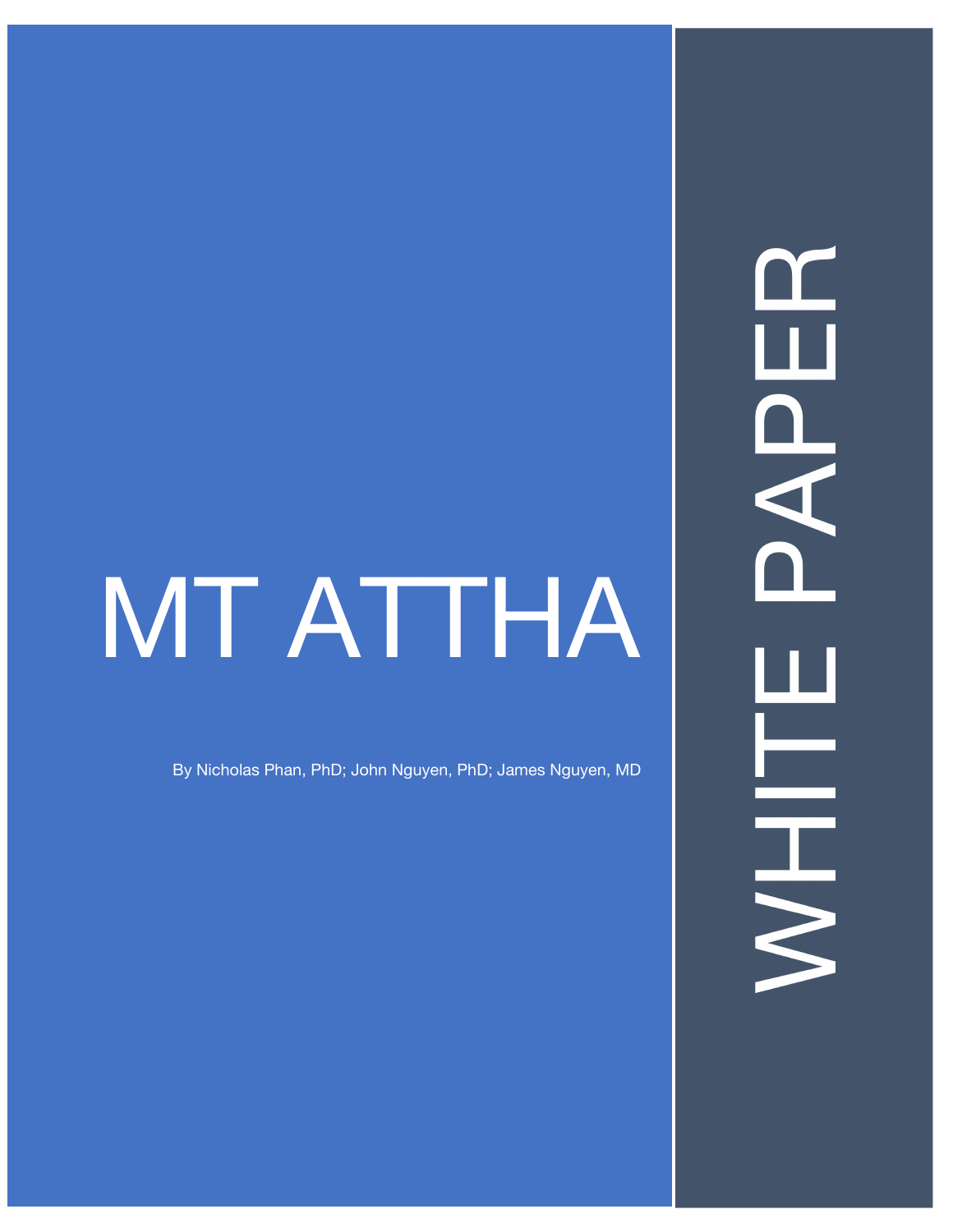# MT ATTHA

By Nicholas Phan, PhD; John Nguyen, PhD; James Nguyen, MD

WHITE PAPER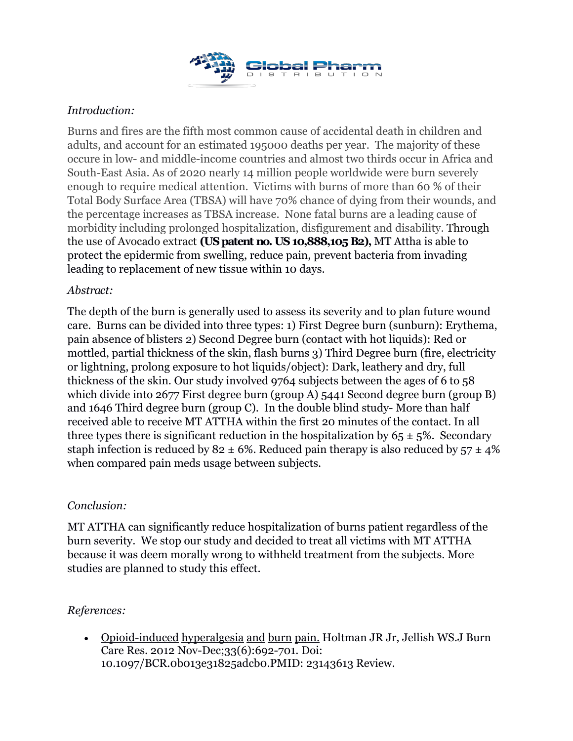*Introduction:*

Burns and fires are the fifth most common cause of accidental death in children and adults, and account for an estimated 195000 deaths per year. The majority of these occure in low- and middle-income countries and almost two thirds occur in Africa and South-East Asia. As of 2020 nearly 14 million people worldwide were burn severely enough to require medical attention. Victims with burns of more than 60 % of their Total Body Surface Area (TBSA) will have 70% chance of dying from their wounds, and the percentage increases as TBSA increase. None fatal burns are a leading cause of morbidity including prolonged hospitalization, disfigurement and disability. Through the use of Avocado extract **(US patent no. US 10,888,105 B2),** MT Attha is able to protect the epidermic from swelling, reduce pain, prevent bacteria from invading leading to replacement of new tissue within 10 days.

*Abstract:*

The depth of the burn is generally used to assess its severity and to plan future wound care. Burns can be divided into three types: 1) First Degree burn (sunburn): Erythema, pain absence of blisters 2) Second Degree burn (contact with hot liquids): Red or mottled, partial thickness of the skin, flash burns 3) Third Degree burn (fire, electricity or lightning, prolong exposure to hot liquids/object): Dark, leathery and dry, full thickness of the skin. Our study involved 9764 subjects between the ages of 6 to 58 which divide into 2677 First degree burn (group A) 5441 Second degree burn (group B) and 1646 Third degree burn (group C). In the double blind study- More than half received able to receive MT ATTHA within the first 20 minutes of the contact. In all three types there is significant reduction in the hospitalization by $65 \pm 5\%$. Secondary staph infection is reduced by $82 \pm 6\%$. Reduced pain therapy is also reduced by $57 \pm 4\%$ when compared pain meds usage between subjects.

*Conclusion:*

MT ATTHA can significantly reduce hospitalization of burns patient regardless of the burn severity. We stop our study and decided to treat all victims with MT ATTHA because it was deem morally wrong to withheld treatment from the subjects. More studies are planned to study this effect.

*References:*

- Opioid-induced hyperalgesia and burn pain. Holtman JR Jr, Jellish WS.J Burn Care Res. 2012 Nov-Dec;33(6):692-701. Doi: 10.1097/BCR.0b013e31825adcb0.PMID: 23143613 Review.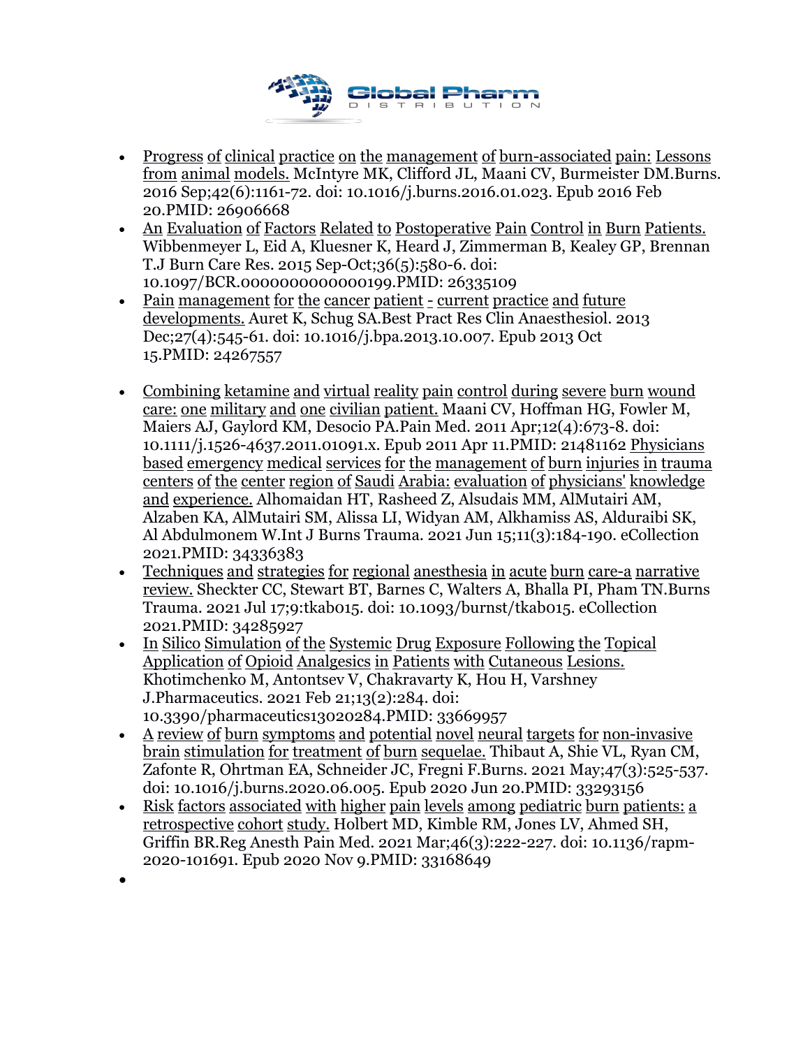- Progress of clinical practice on the management of burn-associated pain: Lessons from animal models. McIntyre MK, Clifford JL, Maani CV, Burmeister DM.Burns. 2016 Sep;42(6):1161-72. doi: 10.1016/j.burns.2016.01.023. Epub 2016 Feb 20.PMID: 26906668
- An Evaluation of Factors Related to Postoperative Pain Control in Burn Patients. Wibbenmeyer L, Eid A, Kluesner K, Heard J, Zimmerman B, Kealey GP, Brennan T.J Burn Care Res. 2015 Sep-Oct;36(5):580-6. doi: 10.1097/BCR.0000000000000199.PMID: 26335109
- Pain management for the cancer patient - current practice and future developments. Auret K, Schug SA.Best Pract Res Clin Anaesthesiol. 2013 Dec;27(4):545-61. doi: 10.1016/j.bpa.2013.10.007. Epub 2013 Oct 15.PMID: 24267557
- Combining ketamine and virtual reality pain control during severe burn wound care: one military and one civilian patient. Maani CV, Hoffman HG, Fowler M, Maiers AJ, Gaylord KM, Desocio PA.Pain Med. 2011 Apr;12(4):673-8. doi: 10.1111/j.1526-4637.2011.01091.x. Epub 2011 Apr 11.PMID: 21481162 Physicians based emergency medical services for the management of burn injuries in trauma centers of the center region of Saudi Arabia: evaluation of physicians' knowledge and experience. Alhomaidan HT, Rasheed Z, Alsudais MM, AlMutairi AM, Alzaben KA, AlMutairi SM, Alissa LI, Widyan AM, Alkhamiss AS, Alduraibi SK, Al Abdulmonem W.Int J Burns Trauma. 2021 Jun 15;11(3):184-190. eCollection 2021.PMID: 34336383
- Techniques and strategies for regional anesthesia in acute burn care-a narrative review. Sheckter CC, Stewart BT, Barnes C, Walters A, Bhalla PI, Pham TN.Burns Trauma. 2021 Jul 17;9:tkab015. doi: 10.1093/burnst/tkab015. eCollection 2021.PMID: 34285927
- In Silico Simulation of the Systemic Drug Exposure Following the Topical Application of Opioid Analgesics in Patients with Cutaneous Lesions. Khotimchenko M, Antontsev V, Chakravarty K, Hou H, Varshney J.Pharmaceutics. 2021 Feb 21;13(2):284. doi: 10.3390/pharmaceutics13020284.PMID: 33669957
- A review of burn symptoms and potential novel neural targets for non-invasive brain stimulation for treatment of burn sequelae. Thibaut A, Shie VL, Ryan CM, Zafonte R, Ohrtman EA, Schneider JC, Fregni F.Burns. 2021 May;47(3):525-537. doi: 10.1016/j.burns.2020.06.005. Epub 2020 Jun 20.PMID: 33293156
- Risk factors associated with higher pain levels among pediatric burn patients: a retrospective cohort study. Holbert MD, Kimble RM, Jones LV, Ahmed SH, Griffin BR.Reg Anesth Pain Med. 2021 Mar;46(3):222-227. doi: 10.1136/rapm-2020-101691. Epub 2020 Nov 9.PMID: 33168649